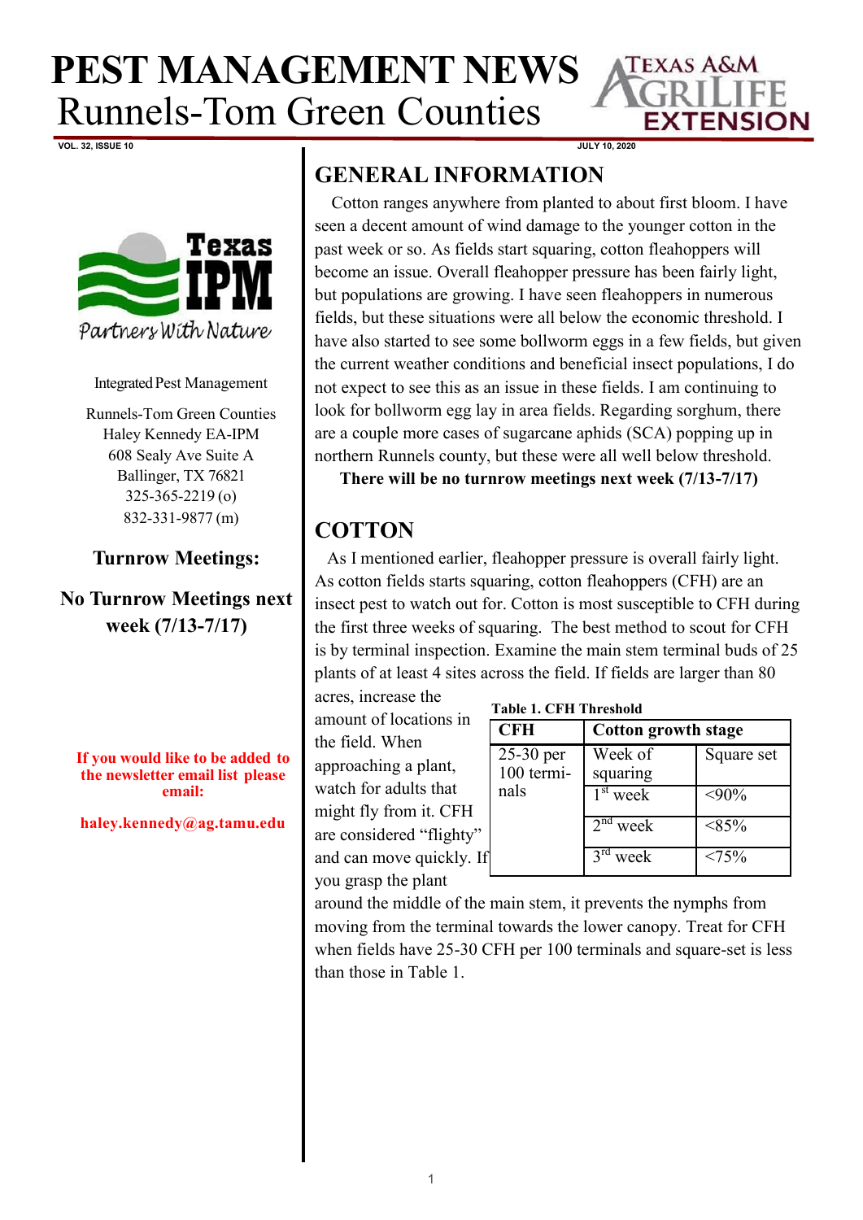# PEST MANAGEMENT NEWS

## Runnels-Tom Green Counties

VOL. 32, ISSUE 10 — JULY 10, 2020

Integrated Pest Management

Runnels-Tom Green Counties
Haley Kennedy EA-IPM
608 Sealy Ave Suite A
Ballinger, TX 76821
325-365-2219 (o)
832-331-9877 (m)

**Turnrow Meetings:**

**No Turnrow Meetings next week (7/13-7/17)**

**If you would like to be added to the newsletter email list please email:**

**haley.kennedy@ag.tamu.edu**

## GENERAL INFORMATION

Cotton ranges anywhere from planted to about first bloom. I have seen a decent amount of wind damage to the younger cotton in the past week or so. As fields start squaring, cotton fleahoppers will become an issue. Overall fleahopper pressure has been fairly light, but populations are growing. I have seen fleahoppers in numerous fields, but these situations were all below the economic threshold. I have also started to see some bollworm eggs in a few fields, but given the current weather conditions and beneficial insect populations, I do not expect to see this as an issue in these fields. I am continuing to look for bollworm egg lay in area fields. Regarding sorghum, there are a couple more cases of sugarcane aphids (SCA) popping up in northern Runnels county, but these were all well below threshold.

**There will be no turnrow meetings next week (7/13-7/17)**

## COTTON

As I mentioned earlier, fleahopper pressure is overall fairly light. As cotton fields starts squaring, cotton fleahoppers (CFH) are an insect pest to watch out for. Cotton is most susceptible to CFH during the first three weeks of squaring. The best method to scout for CFH is by terminal inspection. Examine the main stem terminal buds of 25 plants of at least 4 sites across the field. If fields are larger than 80 acres, increase the amount of locations in the field. When approaching a plant, watch for adults that might fly from it. CFH are considered "flighty" and can move quickly. If you grasp the plant around the middle of the main stem, it prevents the nymphs from moving from the terminal towards the lower canopy. Treat for CFH when fields have 25-30 CFH per 100 terminals and square-set is less than those in Table 1.

**Table 1. CFH Threshold**

| CFH | Cotton growth stage | |
|---|---|---|
| 25-30 per 100 terminals | Week of squaring | Square set |
| | 1st week | <90% |
| | 2nd week | <85% |
| | 3rd week | <75% |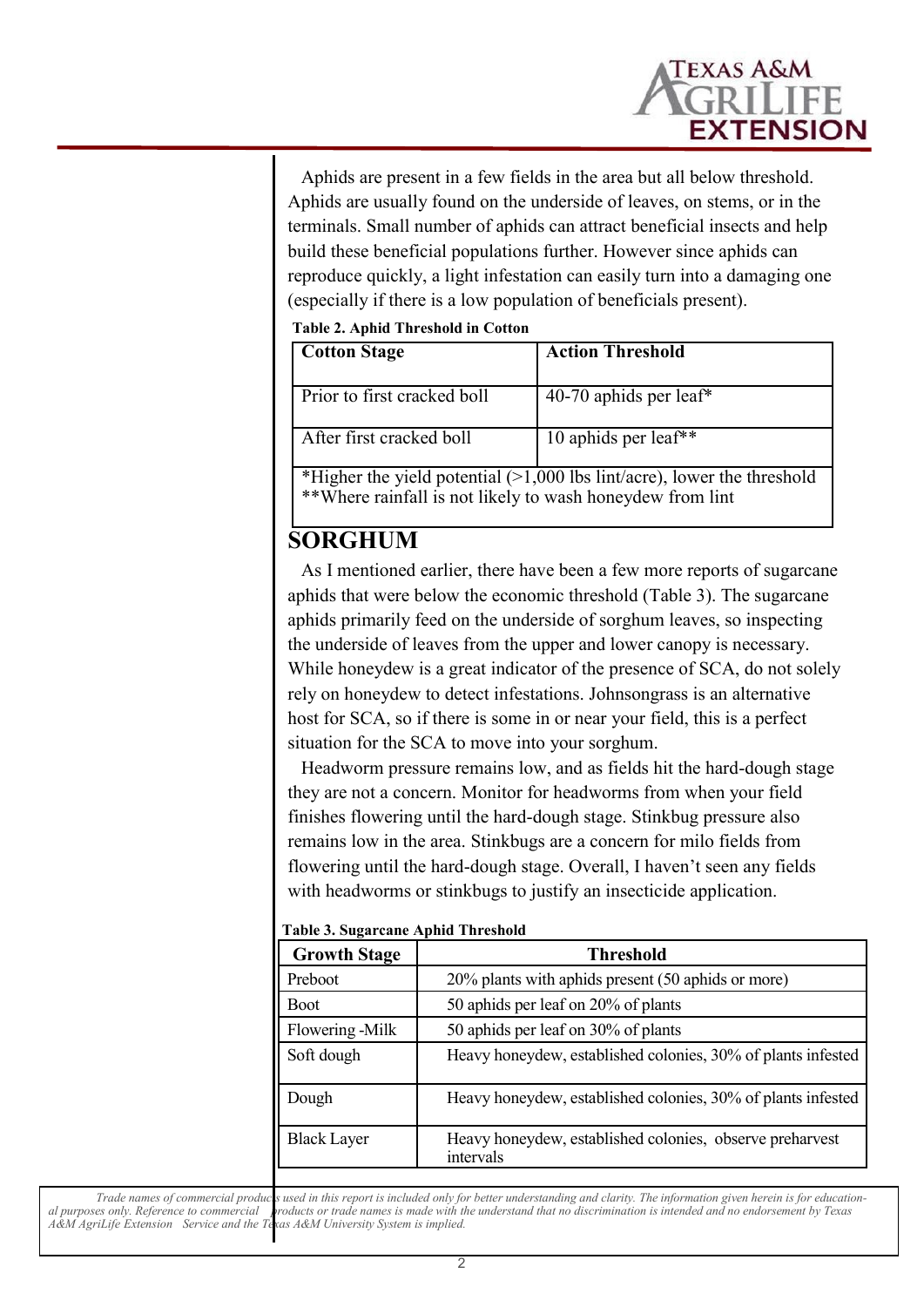Aphids are present in a few fields in the area but all below threshold. Aphids are usually found on the underside of leaves, on stems, or in the terminals. Small number of aphids can attract beneficial insects and help build these beneficial populations further. However since aphids can reproduce quickly, a light infestation can easily turn into a damaging one (especially if there is a low population of beneficials present).

**Table 2. Aphid Threshold in Cotton**

| Cotton Stage | Action Threshold |
|---|---|
| Prior to first cracked boll | 40-70 aphids per leaf* |
| After first cracked boll | 10 aphids per leaf** |

*Higher the yield potential (>1,000 lbs lint/acre), lower the threshold
**Where rainfall is not likely to wash honeydew from lint

## SORGHUM

As I mentioned earlier, there have been a few more reports of sugarcane aphids that were below the economic threshold (Table 3). The sugarcane aphids primarily feed on the underside of sorghum leaves, so inspecting the underside of leaves from the upper and lower canopy is necessary. While honeydew is a great indicator of the presence of SCA, do not solely rely on honeydew to detect infestations. Johnsongrass is an alternative host for SCA, so if there is some in or near your field, this is a perfect situation for the SCA to move into your sorghum.

Headworm pressure remains low, and as fields hit the hard-dough stage they are not a concern. Monitor for headworms from when your field finishes flowering until the hard-dough stage. Stinkbug pressure also remains low in the area. Stinkbugs are a concern for milo fields from flowering until the hard-dough stage. Overall, I haven't seen any fields with headworms or stinkbugs to justify an insecticide application.

**Table 3. Sugarcane Aphid Threshold**

| Growth Stage | Threshold |
|---|---|
| Preboot | 20% plants with aphids present (50 aphids or more) |
| Boot | 50 aphids per leaf on 20% of plants |
| Flowering -Milk | 50 aphids per leaf on 30% of plants |
| Soft dough | Heavy honeydew, established colonies, 30% of plants infested |
| Dough | Heavy honeydew, established colonies, 30% of plants infested |
| Black Layer | Heavy honeydew, established colonies, observe preharvest intervals |

*Trade names of commercial products used in this report is included only for better understanding and clarity. The information given herein is for educational purposes only. Reference to commercial products or trade names is made with the understand that no discrimination is intended and no endorsement by Texas A&M AgriLife Extension Service and the Texas A&M University System is implied.*